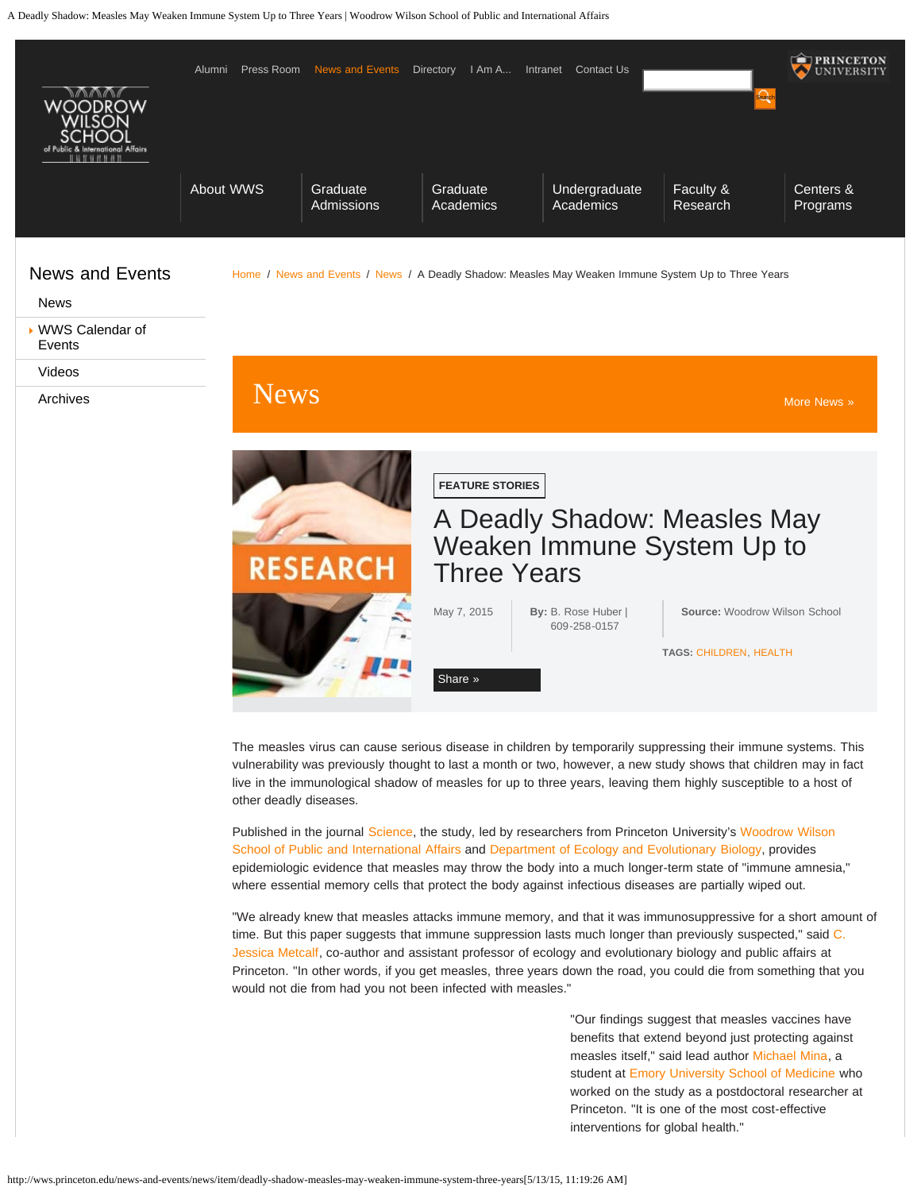Alumni Press Room News and Events Directory I Am A... Intranet Contact Us

About WWS | Graduate Admissions | Graduate Academics | Undergraduate Academics | Faculty & Research | Centers & Programs

## News and Events

- News
- WWS Calendar of Events
- Videos
- Archives

Home / News and Events / News / A Deadly Shadow: Measles May Weaken Immune System Up to Three Years

# News

More News »

FEATURE STORIES

# A Deadly Shadow: Measles May Weaken Immune System Up to Three Years

May 7, 2015

**By:** B. Rose Huber | 609-258-0157

**Source:** Woodrow Wilson School

**TAGS:** CHILDREN, HEALTH

Share »

The measles virus can cause serious disease in children by temporarily suppressing their immune systems. This vulnerability was previously thought to last a month or two, however, a new study shows that children may in fact live in the immunological shadow of measles for up to three years, leaving them highly susceptible to a host of other deadly diseases.

Published in the journal Science, the study, led by researchers from Princeton University's Woodrow Wilson School of Public and International Affairs and Department of Ecology and Evolutionary Biology, provides epidemiologic evidence that measles may throw the body into a much longer-term state of "immune amnesia," where essential memory cells that protect the body against infectious diseases are partially wiped out.

"We already knew that measles attacks immune memory, and that it was immunosuppressive for a short amount of time. But this paper suggests that immune suppression lasts much longer than previously suspected," said C. Jessica Metcalf, co-author and assistant professor of ecology and evolutionary biology and public affairs at Princeton. "In other words, if you get measles, three years down the road, you could die from something that you would not die from had you not been infected with measles."

"Our findings suggest that measles vaccines have benefits that extend beyond just protecting against measles itself," said lead author Michael Mina, a student at Emory University School of Medicine who worked on the study as a postdoctoral researcher at Princeton. "It is one of the most cost-effective interventions for global health."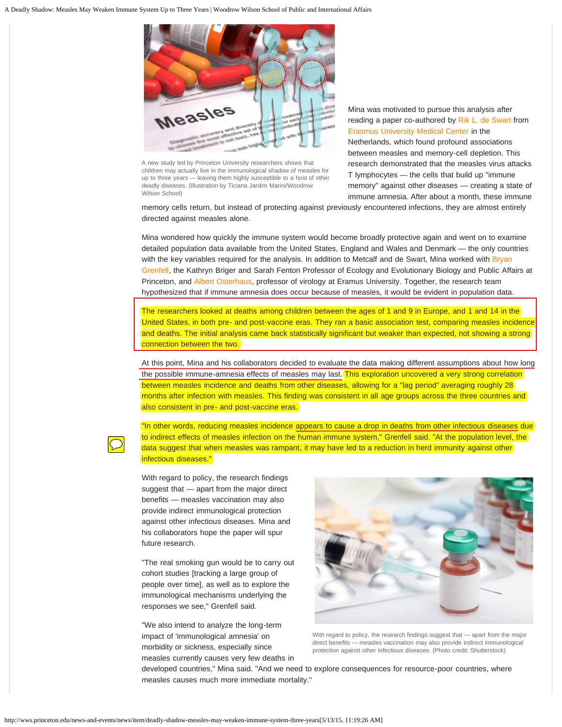A new study led by Princeton University researchers shows that children may actually live in the immunological shadow of measles for up to three years — leaving them highly susceptible to a host of other deadly diseases. (Illustration by Ticiana Jardim Marini/Woodrow Wilson School)

Mina was motivated to pursue this analysis after reading a paper co-authored by Rik L. de Swart from Erasmus University Medical Center in the Netherlands, which found profound associations between measles and memory-cell depletion. This research demonstrated that the measles virus attacks T lymphocytes — the cells that build up "immune memory" against other diseases — creating a state of immune amnesia. After about a month, these immune memory cells return, but instead of protecting against previously encountered infections, they are almost entirely directed against measles alone.

Mina wondered how quickly the immune system would become broadly protective again and went on to examine detailed population data available from the United States, England and Wales and Denmark — the only countries with the key variables required for the analysis. In addition to Metcalf and de Swart, Mina worked with Bryan Grenfell, the Kathryn Briger and Sarah Fenton Professor of Ecology and Evolutionary Biology and Public Affairs at Princeton, and Albert Osterhaus, professor of virology at Eramus University. Together, the research team hypothesized that if immune amnesia does occur because of measles, it would be evident in population data.

The researchers looked at deaths among children between the ages of 1 and 9 in Europe, and 1 and 14 in the United States, in both pre- and post-vaccine eras. They ran a basic association test, comparing measles incidence and deaths. The initial analysis came back statistically significant but weaker than expected, not showing a strong connection between the two.

At this point, Mina and his collaborators decided to evaluate the data making different assumptions about how long the possible immune-amnesia effects of measles may last. This exploration uncovered a very strong correlation between measles incidence and deaths from other diseases, allowing for a "lag period" averaging roughly 28 months after infection with measles. This finding was consistent in all age groups across the three countries and also consistent in pre- and post-vaccine eras.

"In other words, reducing measles incidence appears to cause a drop in deaths from other infectious diseases due to indirect effects of measles infection on the human immune system," Grenfell said. "At the population level, the data suggest that when measles was rampant, it may have led to a reduction in herd immunity against other infectious diseases."

With regard to policy, the research findings suggest that — apart from the major direct benefits — measles vaccination may also provide indirect immunological protection against other infectious diseases. Mina and his collaborators hope the paper will spur future research.

With regard to policy, the research findings suggest that — apart from the major direct benefits — measles vaccination may also provide indirect immunological protection against other infectious diseases. (Photo credit: Shutterstock)

"The real smoking gun would be to carry out cohort studies [tracking a large group of people over time], as well as to explore the immunological mechanisms underlying the responses we see," Grenfell said.

"We also intend to analyze the long-term impact of 'immunological amnesia' on morbidity or sickness, especially since measles currently causes very few deaths in developed countries," Mina said. "And we need to explore consequences for resource-poor countries, where measles causes much more immediate mortality."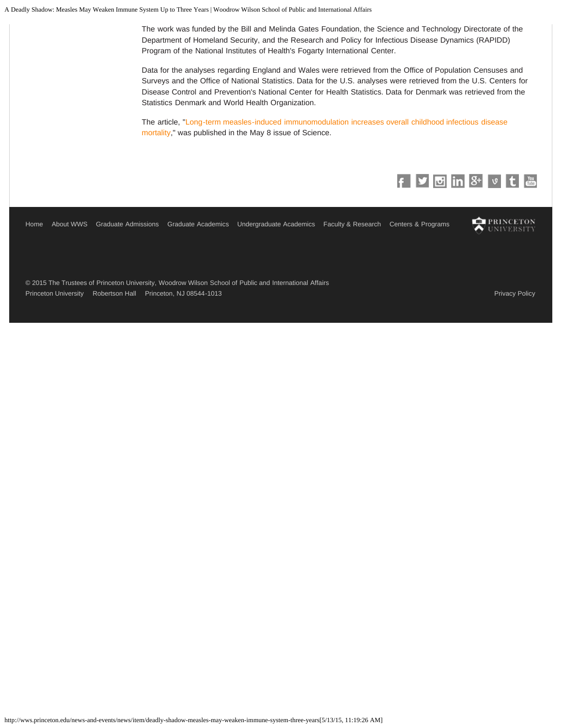The work was funded by the Bill and Melinda Gates Foundation, the Science and Technology Directorate of the Department of Homeland Security, and the Research and Policy for Infectious Disease Dynamics (RAPIDD) Program of the National Institutes of Health's Fogarty International Center.

Data for the analyses regarding England and Wales were retrieved from the Office of Population Censuses and Surveys and the Office of National Statistics. Data for the U.S. analyses were retrieved from the U.S. Centers for Disease Control and Prevention's National Center for Health Statistics. Data for Denmark was retrieved from the Statistics Denmark and World Health Organization.

The article, "Long-term measles-induced immunomodulation increases overall childhood infectious disease mortality," was published in the May 8 issue of Science.

Home | About WWS | Graduate Admissions | Graduate Academics | Undergraduate Academics | Faculty & Research | Centers & Programs

PRINCETON UNIVERSITY

© 2015 The Trustees of Princeton University, Woodrow Wilson School of Public and International Affairs

Princeton University | Robertson Hall | Princeton, NJ 08544-1013

Privacy Policy